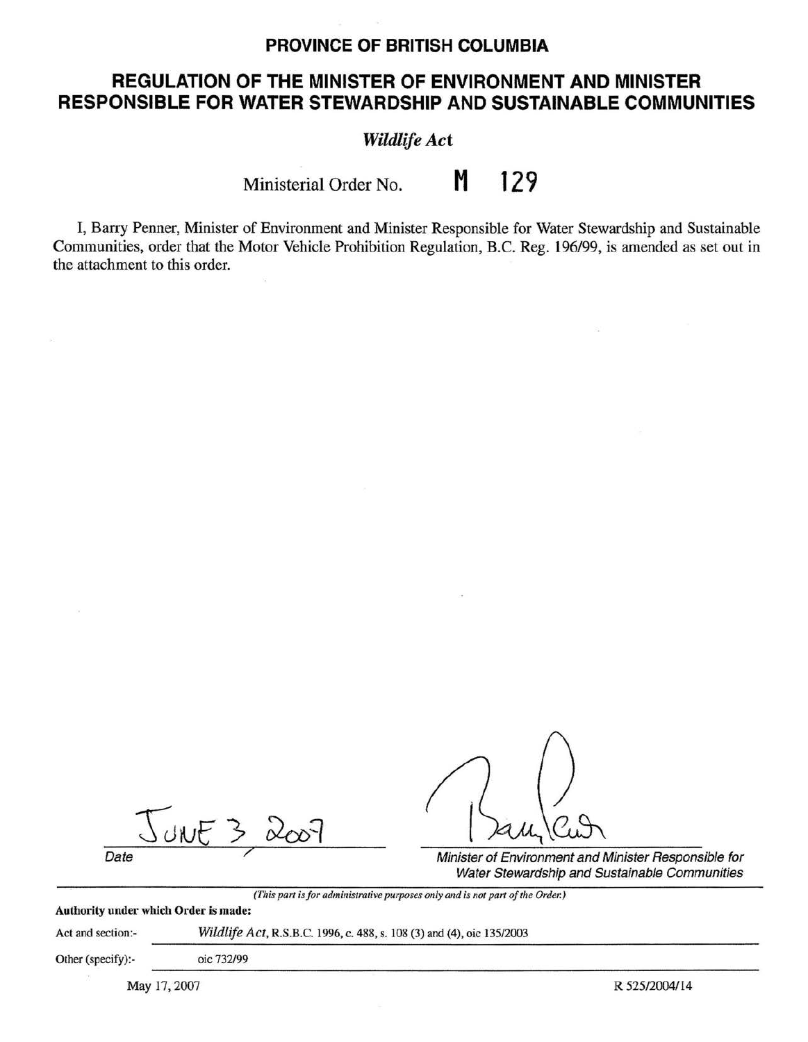# PROVINCE OF BRITISH COLUMBIA

## REGULATION OF THE MINISTER OF ENVIRONMENT AND MINISTER RESPONSIBLE FOR WATER STEWARDSHIP AND SUSTAINABLE COMMUNITIES

*Wildlife Act*

Ministerial Order No. **M 129**

I, Barry Penner, Minister of Environment and Minister Responsible for Water Stewardship and Sustainable Communities, order that the Motor Vehicle Prohibition Regulation, B.C. Reg. 196/99, is amended as set out in the attachment to this order.

JUNE 3, 2007

*Date*

*Minister of Environment and Minister Responsible for Water Stewardship and Sustainable Communities*

*(This part is for administrative purposes only and is not part of the Order.)*

**Authority under which Order is made:**

Act and section:- *Wildlife Act*, R.S.B.C. 1996, c. 488, s. 108 (3) and (4), oic 135/2003

Other (specify):- oic 732/99

May 17, 2007

R 525/2004/14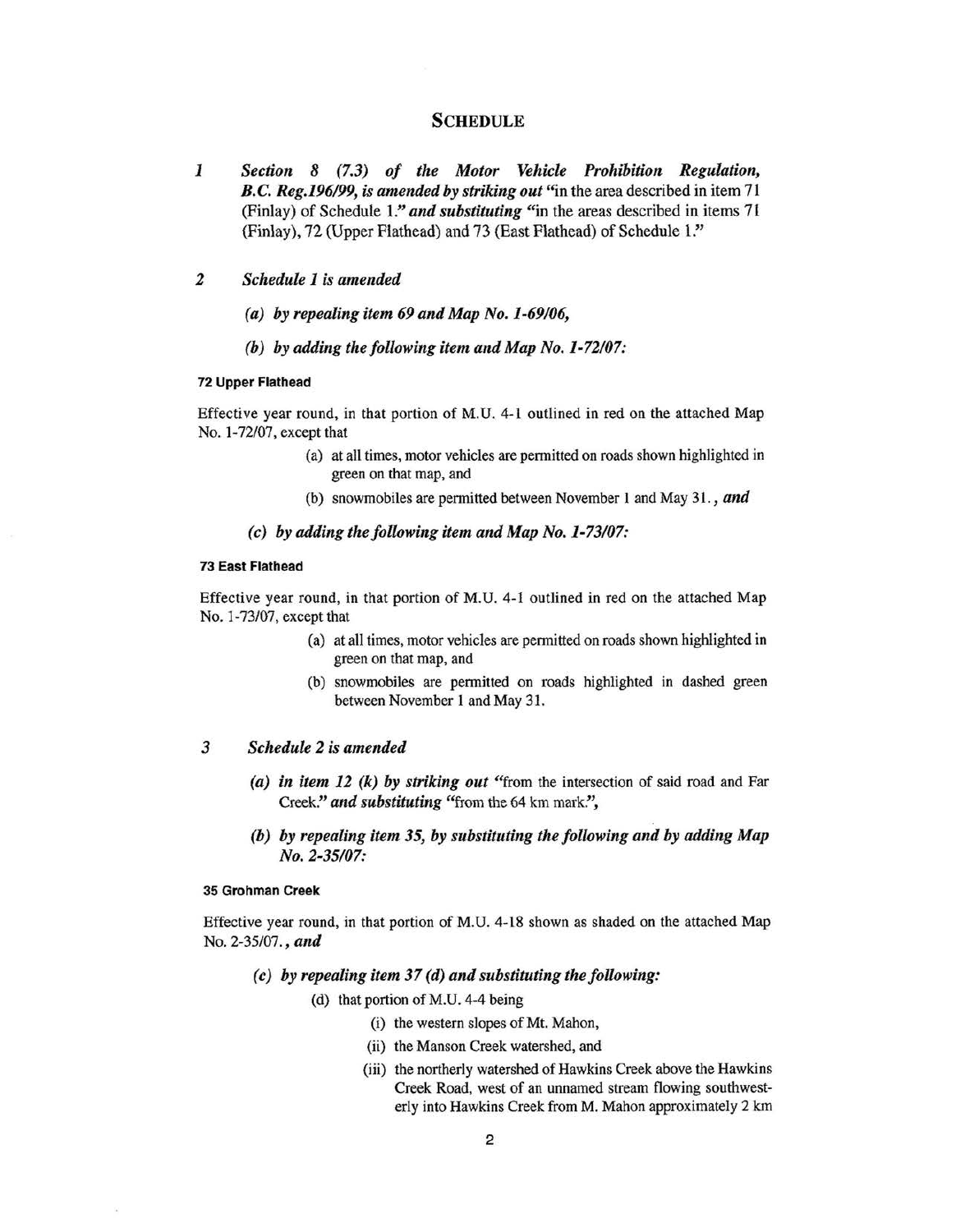# SCHEDULE

1 *Section 8 (7.3) of the Motor Vehicle Prohibition Regulation, B.C. Reg.196/99, is amended by striking out* "in the area described in item 71 (Finlay) of Schedule 1." *and substituting* "in the areas described in items 71 (Finlay), 72 (Upper Flathead) and 73 (East Flathead) of Schedule 1."

2 *Schedule 1 is amended*

*(a) by repealing item 69 and Map No. 1-69/06,*

*(b) by adding the following item and Map No. 1-72/07:*

**72 Upper Flathead**

Effective year round, in that portion of M.U. 4-1 outlined in red on the attached Map No. 1-72/07, except that

(a) at all times, motor vehicles are permitted on roads shown highlighted in green on that map, and

(b) snowmobiles are permitted between November 1 and May 31., ***and***

*(c) by adding the following item and Map No. 1-73/07:*

**73 East Flathead**

Effective year round, in that portion of M.U. 4-1 outlined in red on the attached Map No. 1-73/07, except that

(a) at all times, motor vehicles are permitted on roads shown highlighted in green on that map, and

(b) snowmobiles are permitted on roads highlighted in dashed green between November 1 and May 31.

3 *Schedule 2 is amended*

*(a) in item 12 (k) by striking out* "from the intersection of said road and Far Creek." *and substituting* "from the 64 km mark.",

*(b) by repealing item 35, by substituting the following and by adding Map No. 2-35/07:*

**35 Grohman Creek**

Effective year round, in that portion of M.U. 4-18 shown as shaded on the attached Map No. 2-35/07., ***and***

*(c) by repealing item 37 (d) and substituting the following:*

(d) that portion of M.U. 4-4 being

(i) the western slopes of Mt. Mahon,

(ii) the Manson Creek watershed, and

(iii) the northerly watershed of Hawkins Creek above the Hawkins Creek Road, west of an unnamed stream flowing southwesterly into Hawkins Creek from M. Mahon approximately 2 km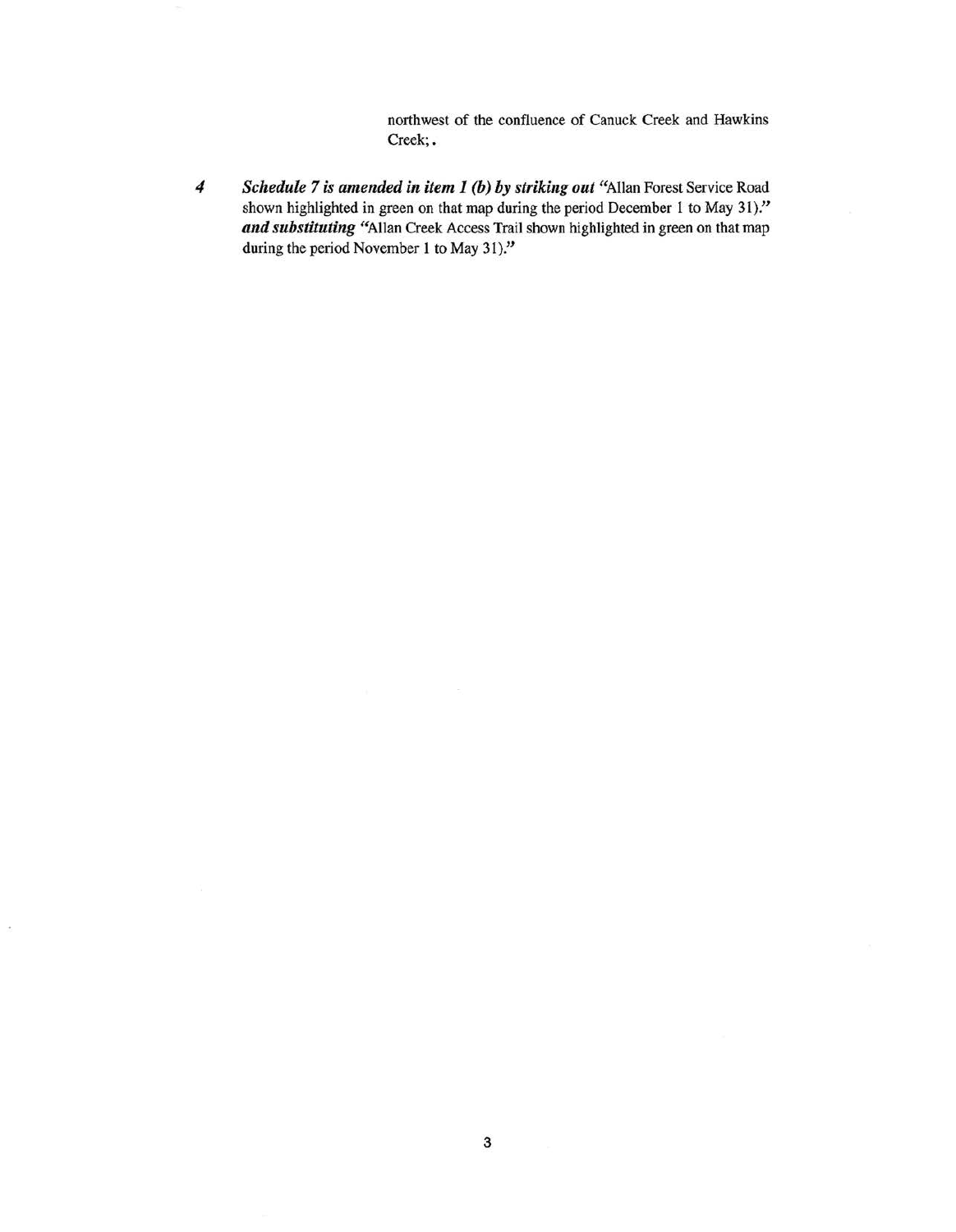northwest of the confluence of Canuck Creek and Hawkins Creek;.

4 ***Schedule 7 is amended in item 1 (b) by striking out*** "Allan Forest Service Road shown highlighted in green on that map during the period December 1 to May 31)." ***and substituting*** "Allan Creek Access Trail shown highlighted in green on that map during the period November 1 to May 31)."